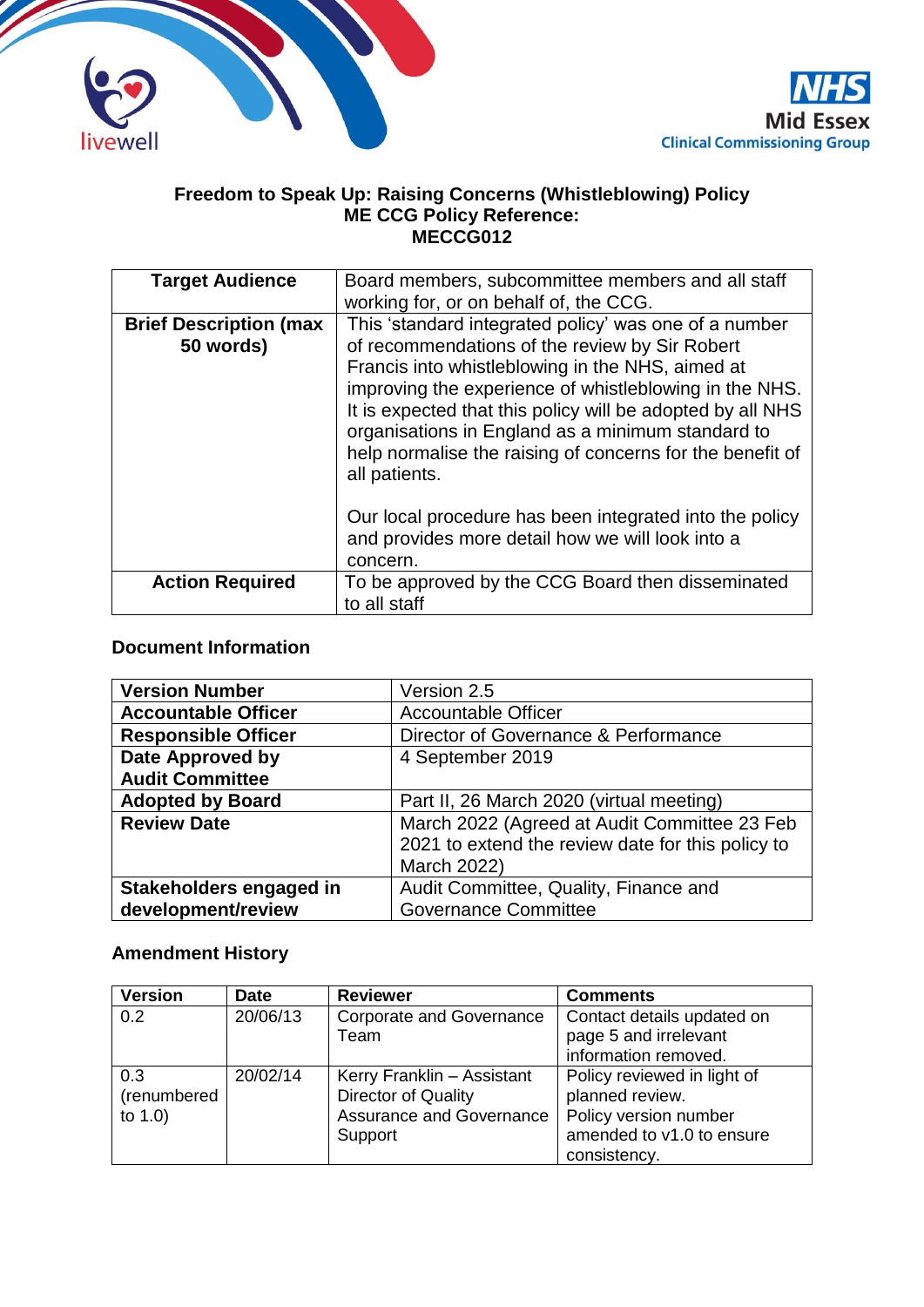# Freedom to Speak Up: Raising Concerns (Whistleblowing) Policy
## ME CCG Policy Reference:
## MECCG012

| **Target Audience** | Board members, subcommittee members and all staff working for, or on behalf of, the CCG. |
|---|---|
| **Brief Description (max 50 words)** | This 'standard integrated policy' was one of a number of recommendations of the review by Sir Robert Francis into whistleblowing in the NHS, aimed at improving the experience of whistleblowing in the NHS. It is expected that this policy will be adopted by all NHS organisations in England as a minimum standard to help normalise the raising of concerns for the benefit of all patients.<br><br>Our local procedure has been integrated into the policy and provides more detail how we will look into a concern. |
| **Action Required** | To be approved by the CCG Board then disseminated to all staff |

### Document Information

| **Version Number** | Version 2.5 |
|---|---|
| **Accountable Officer** | Accountable Officer |
| **Responsible Officer** | Director of Governance & Performance |
| **Date Approved by Audit Committee** | 4 September 2019 |
| **Adopted by Board** | Part II, 26 March 2020 (virtual meeting) |
| **Review Date** | March 2022 (Agreed at Audit Committee 23 Feb 2021 to extend the review date for this policy to March 2022) |
| **Stakeholders engaged in development/review** | Audit Committee, Quality, Finance and Governance Committee |

### Amendment History

| Version | Date | Reviewer | Comments |
|---|---|---|---|
| 0.2 | 20/06/13 | Corporate and Governance Team | Contact details updated on page 5 and irrelevant information removed. |
| 0.3 (renumbered to 1.0) | 20/02/14 | Kerry Franklin – Assistant Director of Quality Assurance and Governance Support | Policy reviewed in light of planned review. Policy version number amended to v1.0 to ensure consistency. |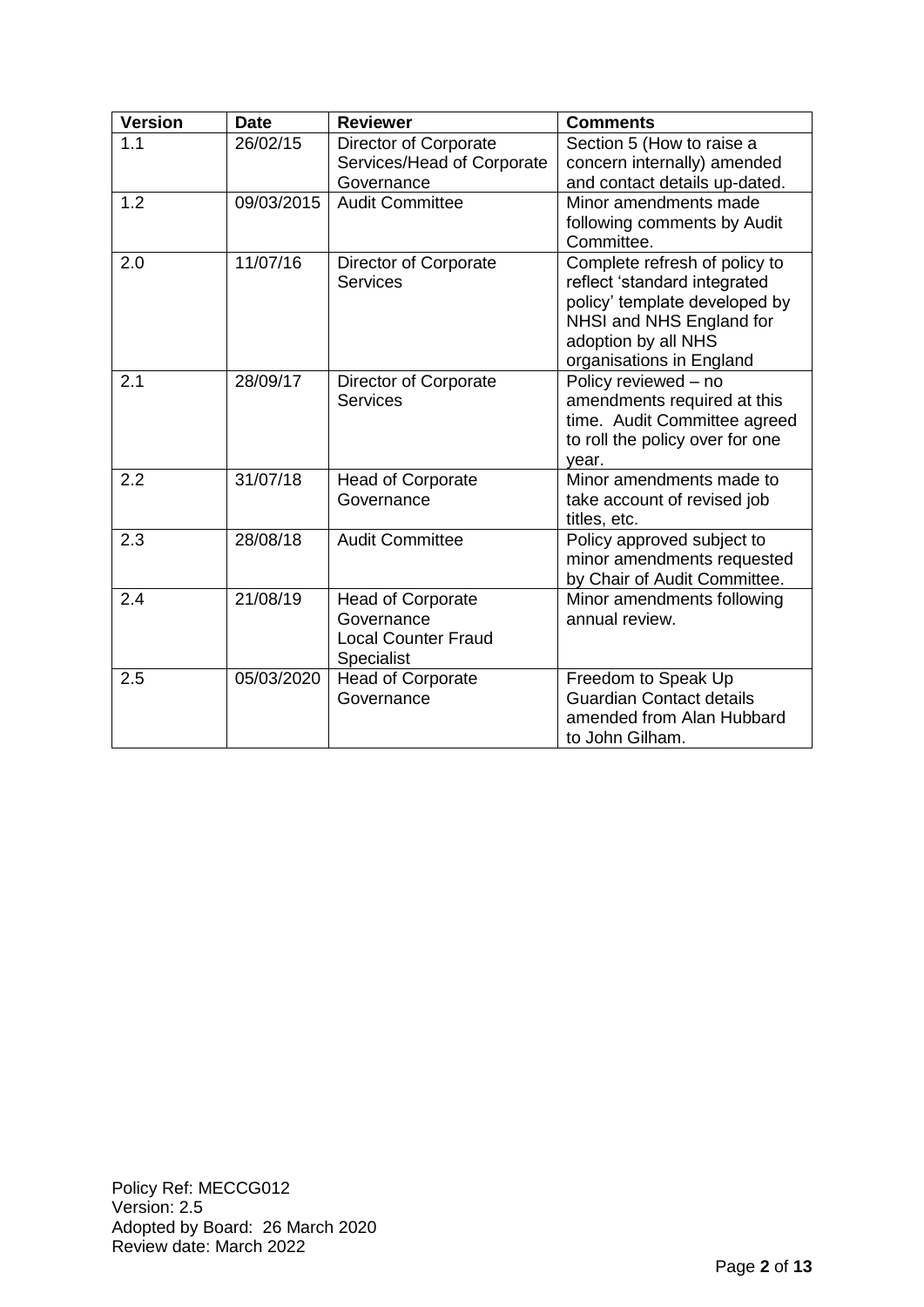| Version | Date | Reviewer | Comments |
|---|---|---|---|
| 1.1 | 26/02/15 | Director of Corporate Services/Head of Corporate Governance | Section 5 (How to raise a concern internally) amended and contact details up-dated. |
| 1.2 | 09/03/2015 | Audit Committee | Minor amendments made following comments by Audit Committee. |
| 2.0 | 11/07/16 | Director of Corporate Services | Complete refresh of policy to reflect 'standard integrated policy' template developed by NHSI and NHS England for adoption by all NHS organisations in England |
| 2.1 | 28/09/17 | Director of Corporate Services | Policy reviewed – no amendments required at this time. Audit Committee agreed to roll the policy over for one year. |
| 2.2 | 31/07/18 | Head of Corporate Governance | Minor amendments made to take account of revised job titles, etc. |
| 2.3 | 28/08/18 | Audit Committee | Policy approved subject to minor amendments requested by Chair of Audit Committee. |
| 2.4 | 21/08/19 | Head of Corporate Governance<br>Local Counter Fraud Specialist | Minor amendments following annual review. |
| 2.5 | 05/03/2020 | Head of Corporate Governance | Freedom to Speak Up Guardian Contact details amended from Alan Hubbard to John Gilham. |

Policy Ref: MECCG012
Version: 2.5
Adopted by Board: 26 March 2020
Review date: March 2022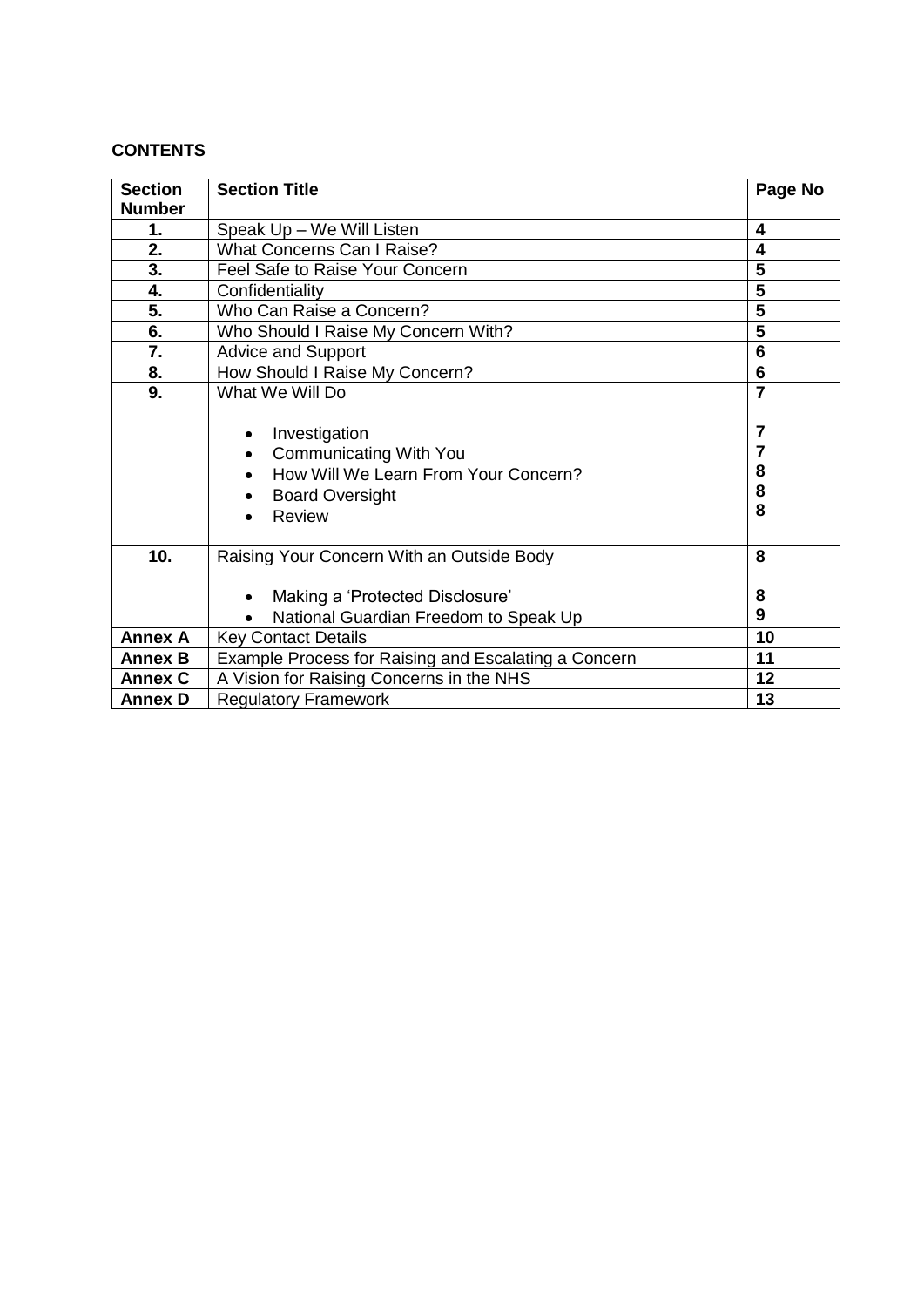**CONTENTS**

| Section Number | Section Title | Page No |
|---|---|---|
| **1.** | Speak Up – We Will Listen | **4** |
| **2.** | What Concerns Can I Raise? | **4** |
| **3.** | Feel Safe to Raise Your Concern | **5** |
| **4.** | Confidentiality | **5** |
| **5.** | Who Can Raise a Concern? | **5** |
| **6.** | Who Should I Raise My Concern With? | **5** |
| **7.** | Advice and Support | **6** |
| **8.** | How Should I Raise My Concern? | **6** |
| **9.** | What We Will Do | **7** |
| | • Investigation | **7** |
| | • Communicating With You | **7** |
| | • How Will We Learn From Your Concern? | **8** |
| | • Board Oversight | **8** |
| | • Review | **8** |
| **10.** | Raising Your Concern With an Outside Body | **8** |
| | • Making a 'Protected Disclosure' | **8** |
| | • National Guardian Freedom to Speak Up | **9** |
| **Annex A** | Key Contact Details | **10** |
| **Annex B** | Example Process for Raising and Escalating a Concern | **11** |
| **Annex C** | A Vision for Raising Concerns in the NHS | **12** |
| **Annex D** | Regulatory Framework | **13** |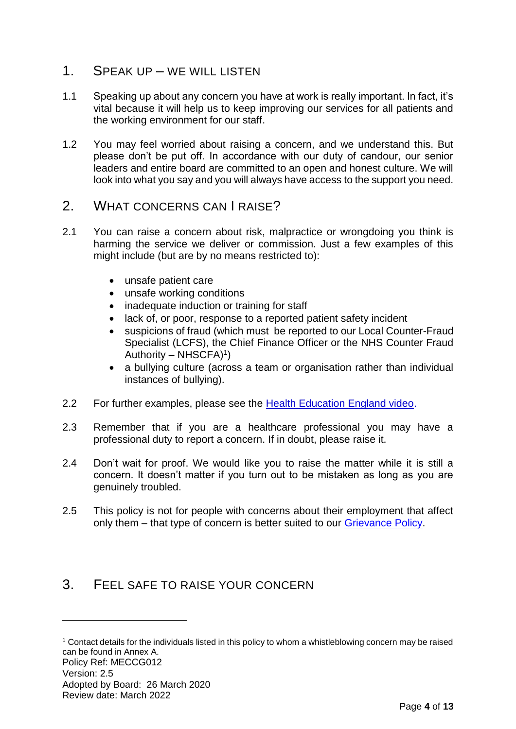## 1. Speak up – we will listen

1.1 Speaking up about any concern you have at work is really important. In fact, it's vital because it will help us to keep improving our services for all patients and the working environment for our staff.

1.2 You may feel worried about raising a concern, and we understand this. But please don't be put off. In accordance with our duty of candour, our senior leaders and entire board are committed to an open and honest culture. We will look into what you say and you will always have access to the support you need.

## 2. What concerns can I raise?

2.1 You can raise a concern about risk, malpractice or wrongdoing you think is harming the service we deliver or commission. Just a few examples of this might include (but are by no means restricted to):

- unsafe patient care
- unsafe working conditions
- inadequate induction or training for staff
- lack of, or poor, response to a reported patient safety incident
- suspicions of fraud (which must be reported to our Local Counter-Fraud Specialist (LCFS), the Chief Finance Officer or the NHS Counter Fraud Authority – NHSCFA)[1])
- a bullying culture (across a team or organisation rather than individual instances of bullying).

2.2 For further examples, please see the Health Education England video.

2.3 Remember that if you are a healthcare professional you may have a professional duty to report a concern. If in doubt, please raise it.

2.4 Don't wait for proof. We would like you to raise the matter while it is still a concern. It doesn't matter if you turn out to be mistaken as long as you are genuinely troubled.

2.5 This policy is not for people with concerns about their employment that affect only them – that type of concern is better suited to our Grievance Policy.

## 3. Feel safe to raise your concern

---

[1] Contact details for the individuals listed in this policy to whom a whistleblowing concern may be raised can be found in Annex A.

Policy Ref: MECCG012
Version: 2.5
Adopted by Board: 26 March 2020
Review date: March 2022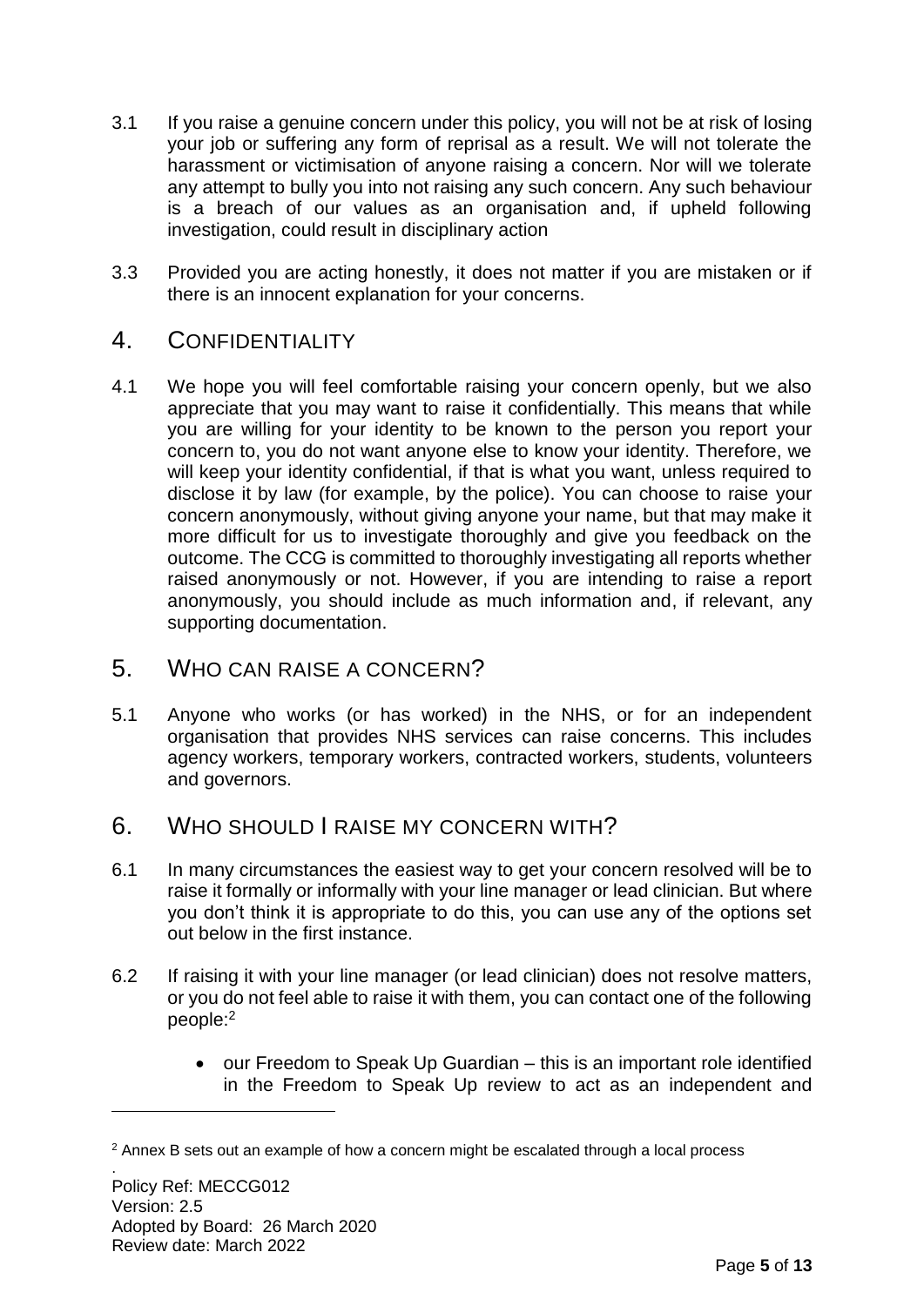3.1 If you raise a genuine concern under this policy, you will not be at risk of losing your job or suffering any form of reprisal as a result. We will not tolerate the harassment or victimisation of anyone raising a concern. Nor will we tolerate any attempt to bully you into not raising any such concern. Any such behaviour is a breach of our values as an organisation and, if upheld following investigation, could result in disciplinary action

3.3 Provided you are acting honestly, it does not matter if you are mistaken or if there is an innocent explanation for your concerns.

## 4. CONFIDENTIALITY

4.1 We hope you will feel comfortable raising your concern openly, but we also appreciate that you may want to raise it confidentially. This means that while you are willing for your identity to be known to the person you report your concern to, you do not want anyone else to know your identity. Therefore, we will keep your identity confidential, if that is what you want, unless required to disclose it by law (for example, by the police). You can choose to raise your concern anonymously, without giving anyone your name, but that may make it more difficult for us to investigate thoroughly and give you feedback on the outcome. The CCG is committed to thoroughly investigating all reports whether raised anonymously or not. However, if you are intending to raise a report anonymously, you should include as much information and, if relevant, any supporting documentation.

## 5. WHO CAN RAISE A CONCERN?

5.1 Anyone who works (or has worked) in the NHS, or for an independent organisation that provides NHS services can raise concerns. This includes agency workers, temporary workers, contracted workers, students, volunteers and governors.

## 6. WHO SHOULD I RAISE MY CONCERN WITH?

6.1 In many circumstances the easiest way to get your concern resolved will be to raise it formally or informally with your line manager or lead clinician. But where you don't think it is appropriate to do this, you can use any of the options set out below in the first instance.

6.2 If raising it with your line manager (or lead clinician) does not resolve matters, or you do not feel able to raise it with them, you can contact one of the following people:[2]

- our Freedom to Speak Up Guardian – this is an important role identified in the Freedom to Speak Up review to act as an independent and

[2] Annex B sets out an example of how a concern might be escalated through a local process

Policy Ref: MECCG012
Version: 2.5
Adopted by Board: 26 March 2020
Review date: March 2022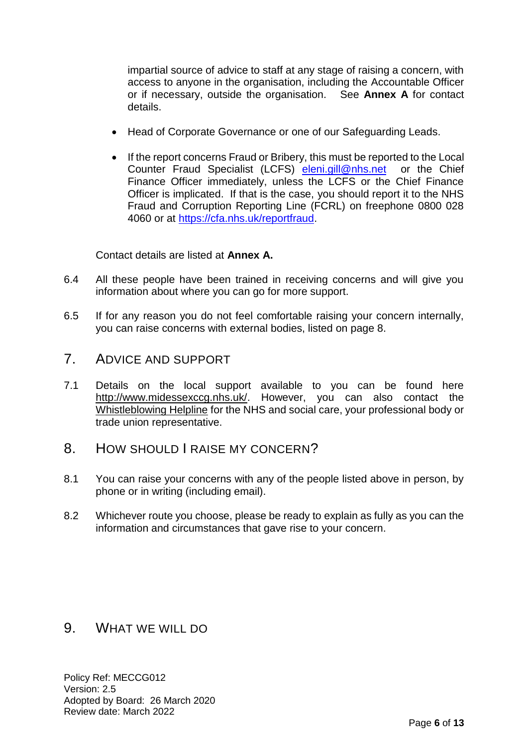impartial source of advice to staff at any stage of raising a concern, with access to anyone in the organisation, including the Accountable Officer or if necessary, outside the organisation. See **Annex A** for contact details.

- Head of Corporate Governance or one of our Safeguarding Leads.
- If the report concerns Fraud or Bribery, this must be reported to the Local Counter Fraud Specialist (LCFS) eleni.gill@nhs.net or the Chief Finance Officer immediately, unless the LCFS or the Chief Finance Officer is implicated. If that is the case, you should report it to the NHS Fraud and Corruption Reporting Line (FCRL) on freephone 0800 028 4060 or at https://cfa.nhs.uk/reportfraud.

Contact details are listed at **Annex A.**

6.4 All these people have been trained in receiving concerns and will give you information about where you can go for more support.

6.5 If for any reason you do not feel comfortable raising your concern internally, you can raise concerns with external bodies, listed on page 8.

## 7. Advice and Support

7.1 Details on the local support available to you can be found here http://www.midessexccg.nhs.uk/. However, you can also contact the Whistleblowing Helpline for the NHS and social care, your professional body or trade union representative.

## 8. How should I raise my concern?

8.1 You can raise your concerns with any of the people listed above in person, by phone or in writing (including email).

8.2 Whichever route you choose, please be ready to explain as fully as you can the information and circumstances that gave rise to your concern.

## 9. What we will do

Policy Ref: MECCG012
Version: 2.5
Adopted by Board: 26 March 2020
Review date: March 2022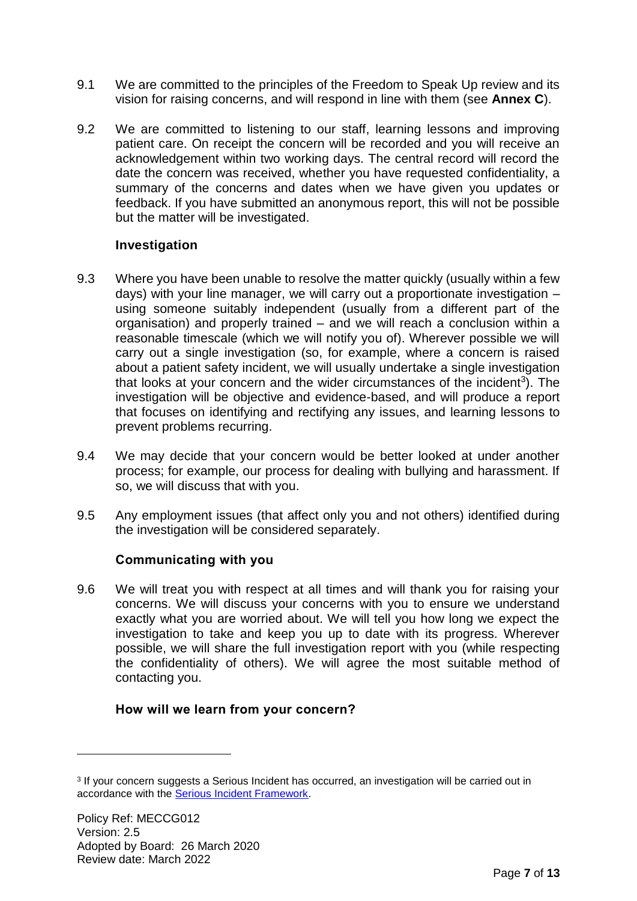9.1 We are committed to the principles of the Freedom to Speak Up review and its vision for raising concerns, and will respond in line with them (see **Annex C**).

9.2 We are committed to listening to our staff, learning lessons and improving patient care. On receipt the concern will be recorded and you will receive an acknowledgement within two working days. The central record will record the date the concern was received, whether you have requested confidentiality, a summary of the concerns and dates when we have given you updates or feedback. If you have submitted an anonymous report, this will not be possible but the matter will be investigated.

### Investigation

9.3 Where you have been unable to resolve the matter quickly (usually within a few days) with your line manager, we will carry out a proportionate investigation – using someone suitably independent (usually from a different part of the organisation) and properly trained – and we will reach a conclusion within a reasonable timescale (which we will notify you of). Wherever possible we will carry out a single investigation (so, for example, where a concern is raised about a patient safety incident, we will usually undertake a single investigation that looks at your concern and the wider circumstances of the incident[3]). The investigation will be objective and evidence-based, and will produce a report that focuses on identifying and rectifying any issues, and learning lessons to prevent problems recurring.

9.4 We may decide that your concern would be better looked at under another process; for example, our process for dealing with bullying and harassment. If so, we will discuss that with you.

9.5 Any employment issues (that affect only you and not others) identified during the investigation will be considered separately.

### Communicating with you

9.6 We will treat you with respect at all times and will thank you for raising your concerns. We will discuss your concerns with you to ensure we understand exactly what you are worried about. We will tell you how long we expect the investigation to take and keep you up to date with its progress. Wherever possible, we will share the full investigation report with you (while respecting the confidentiality of others). We will agree the most suitable method of contacting you.

### How will we learn from your concern?

---

[3] If your concern suggests a Serious Incident has occurred, an investigation will be carried out in accordance with the Serious Incident Framework.

Policy Ref: MECCG012
Version: 2.5
Adopted by Board: 26 March 2020
Review date: March 2022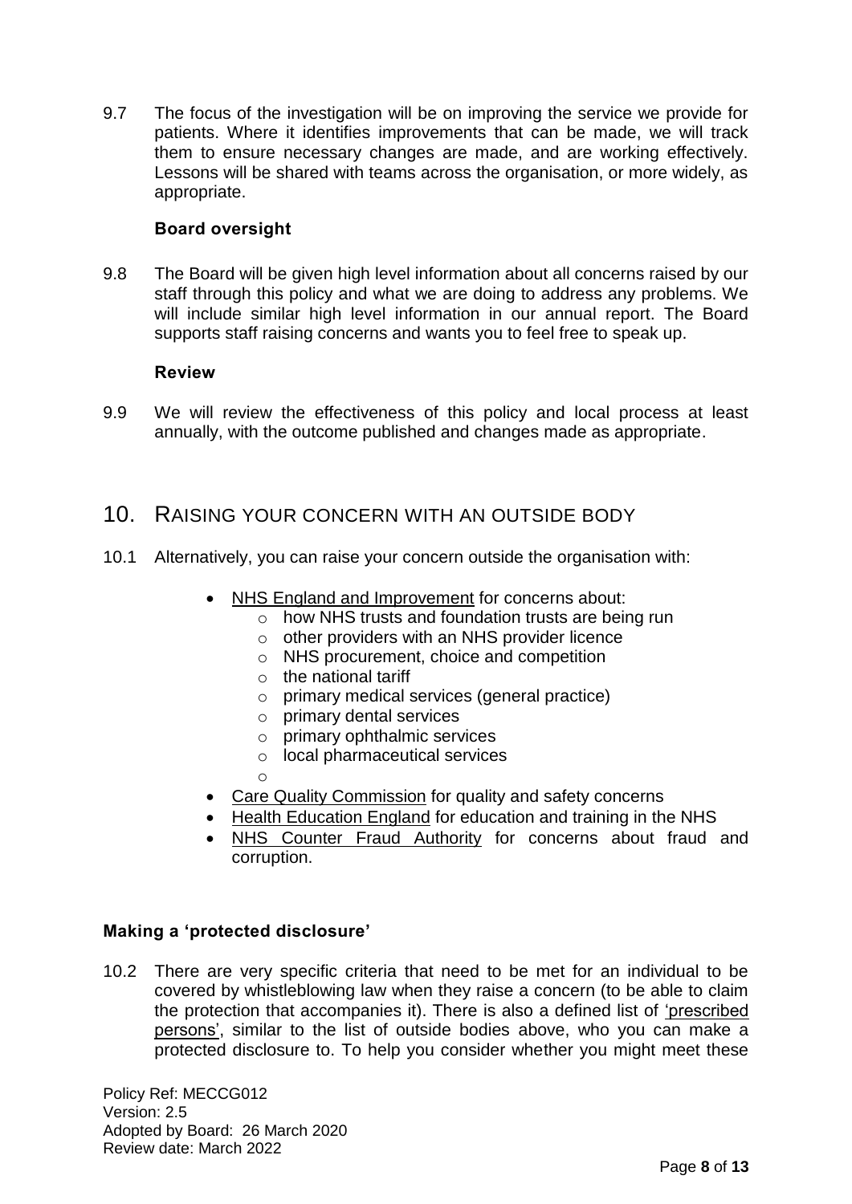9.7 The focus of the investigation will be on improving the service we provide for patients. Where it identifies improvements that can be made, we will track them to ensure necessary changes are made, and are working effectively. Lessons will be shared with teams across the organisation, or more widely, as appropriate.

**Board oversight**

9.8 The Board will be given high level information about all concerns raised by our staff through this policy and what we are doing to address any problems. We will include similar high level information in our annual report. The Board supports staff raising concerns and wants you to feel free to speak up.

**Review**

9.9 We will review the effectiveness of this policy and local process at least annually, with the outcome published and changes made as appropriate.

## 10. RAISING YOUR CONCERN WITH AN OUTSIDE BODY

10.1 Alternatively, you can raise your concern outside the organisation with:

- NHS England and Improvement for concerns about:
  - how NHS trusts and foundation trusts are being run
  - other providers with an NHS provider licence
  - NHS procurement, choice and competition
  - the national tariff
  - primary medical services (general practice)
  - primary dental services
  - primary ophthalmic services
  - local pharmaceutical services
- Care Quality Commission for quality and safety concerns
- Health Education England for education and training in the NHS
- NHS Counter Fraud Authority for concerns about fraud and corruption.

**Making a 'protected disclosure'**

10.2 There are very specific criteria that need to be met for an individual to be covered by whistleblowing law when they raise a concern (to be able to claim the protection that accompanies it). There is also a defined list of 'prescribed persons', similar to the list of outside bodies above, who you can make a protected disclosure to. To help you consider whether you might meet these

Policy Ref: MECCG012
Version: 2.5
Adopted by Board: 26 March 2020
Review date: March 2022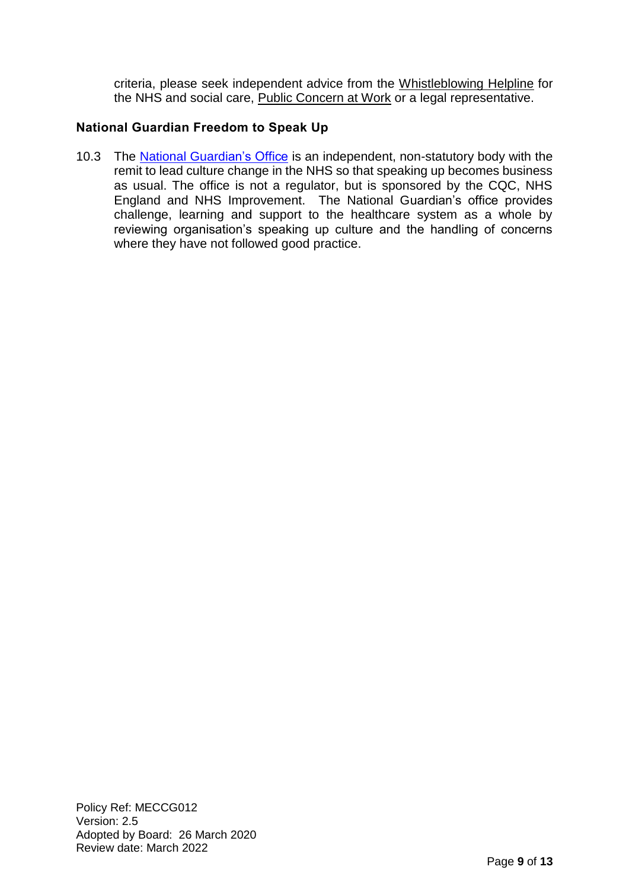criteria, please seek independent advice from the Whistleblowing Helpline for the NHS and social care, Public Concern at Work or a legal representative.

### National Guardian Freedom to Speak Up

10.3 The National Guardian's Office is an independent, non-statutory body with the remit to lead culture change in the NHS so that speaking up becomes business as usual. The office is not a regulator, but is sponsored by the CQC, NHS England and NHS Improvement. The National Guardian's office provides challenge, learning and support to the healthcare system as a whole by reviewing organisation's speaking up culture and the handling of concerns where they have not followed good practice.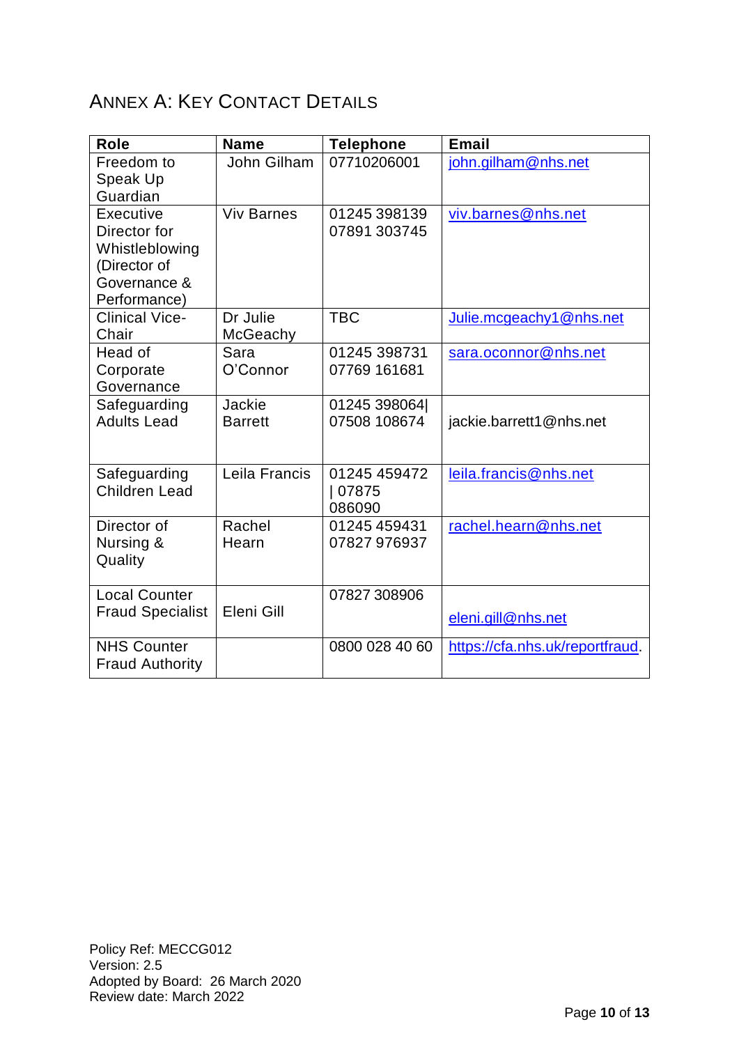## ANNEX A: KEY CONTACT DETAILS

| Role | Name | Telephone | Email |
|---|---|---|---|
| Freedom to Speak Up Guardian | John Gilham | 07710206001 | john.gilham@nhs.net |
| Executive Director for Whistleblowing (Director of Governance & Performance) | Viv Barnes | 01245 398139 07891 303745 | viv.barnes@nhs.net |
| Clinical Vice-Chair | Dr Julie McGeachy | TBC | Julie.mcgeachy1@nhs.net |
| Head of Corporate Governance | Sara O'Connor | 01245 398731 07769 161681 | sara.oconnor@nhs.net |
| Safeguarding Adults Lead | Jackie Barrett | 01245 398064\| 07508 108674 | jackie.barrett1@nhs.net |
| Safeguarding Children Lead | Leila Francis | 01245 459472 \| 07875 086090 | leila.francis@nhs.net |
| Director of Nursing & Quality | Rachel Hearn | 01245 459431 07827 976937 | rachel.hearn@nhs.net |
| Local Counter Fraud Specialist | Eleni Gill | 07827 308906 | eleni.gill@nhs.net |
| NHS Counter Fraud Authority | | 0800 028 40 60 | https://cfa.nhs.uk/reportfraud. |

Policy Ref: MECCG012
Version: 2.5
Adopted by Board: 26 March 2020
Review date: March 2022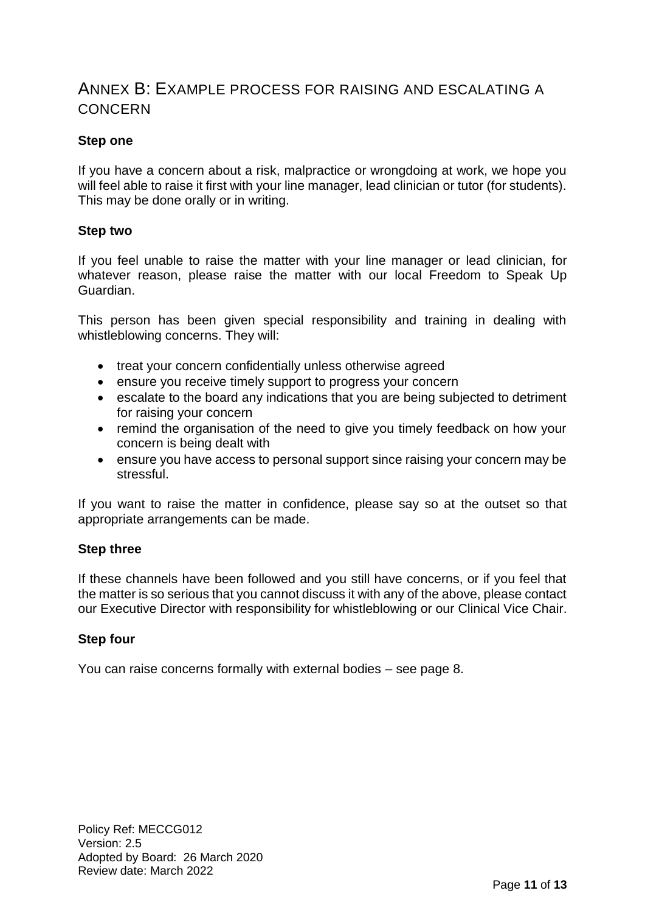## ANNEX B: EXAMPLE PROCESS FOR RAISING AND ESCALATING A CONCERN

**Step one**

If you have a concern about a risk, malpractice or wrongdoing at work, we hope you will feel able to raise it first with your line manager, lead clinician or tutor (for students). This may be done orally or in writing.

**Step two**

If you feel unable to raise the matter with your line manager or lead clinician, for whatever reason, please raise the matter with our local Freedom to Speak Up Guardian.

This person has been given special responsibility and training in dealing with whistleblowing concerns. They will:

- treat your concern confidentially unless otherwise agreed
- ensure you receive timely support to progress your concern
- escalate to the board any indications that you are being subjected to detriment for raising your concern
- remind the organisation of the need to give you timely feedback on how your concern is being dealt with
- ensure you have access to personal support since raising your concern may be stressful.

If you want to raise the matter in confidence, please say so at the outset so that appropriate arrangements can be made.

**Step three**

If these channels have been followed and you still have concerns, or if you feel that the matter is so serious that you cannot discuss it with any of the above, please contact our Executive Director with responsibility for whistleblowing or our Clinical Vice Chair.

**Step four**

You can raise concerns formally with external bodies – see page 8.

Policy Ref: MECCG012
Version: 2.5
Adopted by Board: 26 March 2020
Review date: March 2022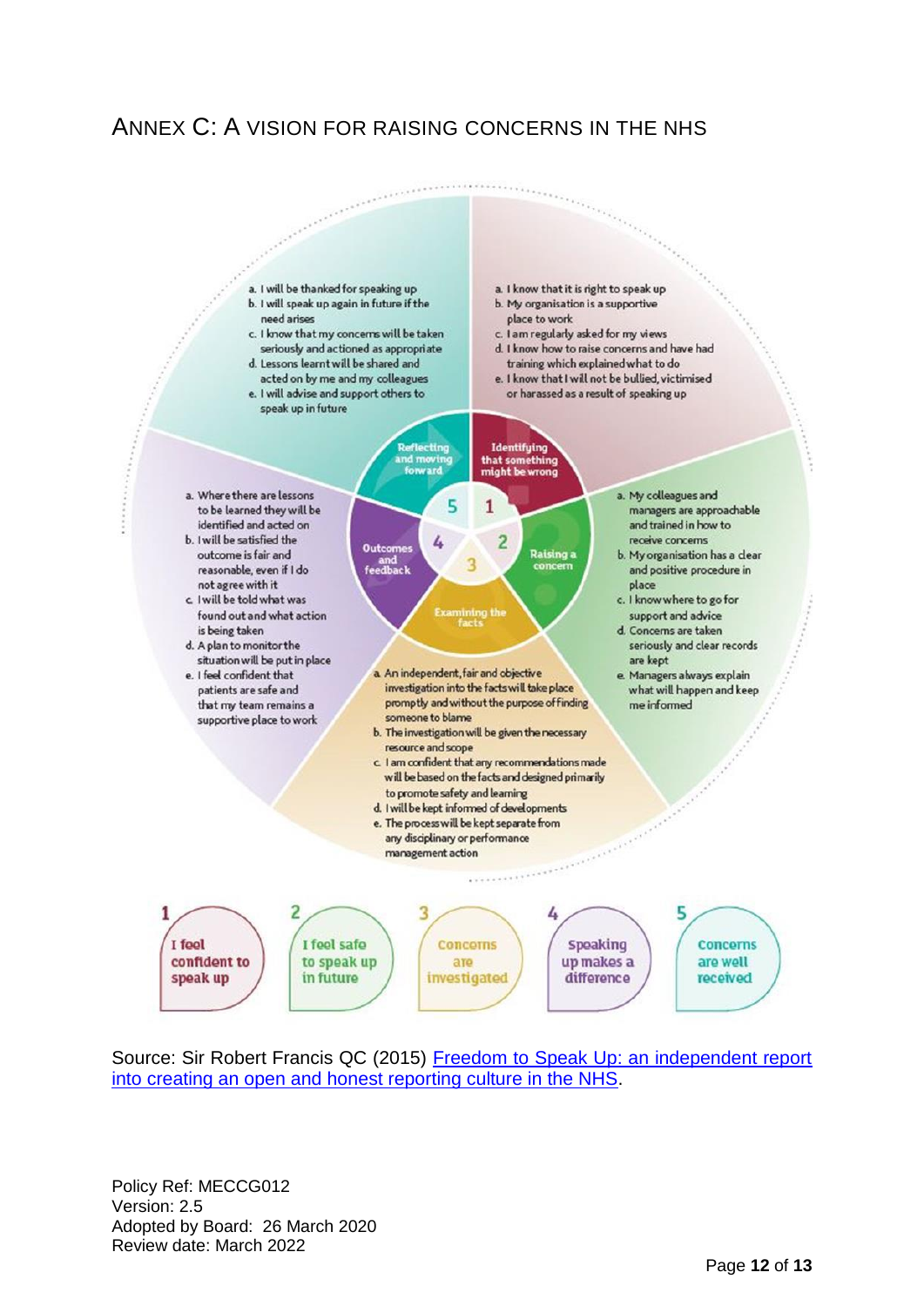## ANNEX C: A VISION FOR RAISING CONCERNS IN THE NHS

**1 Identifying that something might be wrong**

a. I know that it is right to speak up
b. My organisation is a supportive place to work
c. I am regularly asked for my views
d. I know how to raise concerns and have had training which explained what to do
e. I know that I will not be bullied, victimised or harassed as a result of speaking up

**2 Raising a concern**

a. My colleagues and managers are approachable and trained in how to receive concerns
b. My organisation has a clear and positive procedure in place
c. I know where to go for support and advice
d. Concerns are taken seriously and clear records are kept
e. Managers always explain what will happen and keep me informed

**3 Examining the facts**

a. An independent, fair and objective investigation into the facts will take place promptly and without the purpose of finding someone to blame
b. The investigation will be given the necessary resource and scope
c. I am confident that any recommendations made will be based on the facts and designed primarily to promote safety and learning
d. I will be kept informed of developments
e. The process will be kept separate from any disciplinary or performance management action

**4 Outcomes and feedback**

a. Where there are lessons to be learned they will be identified and acted on
b. I will be satisfied the outcome is fair and reasonable, even if I do not agree with it
c. I will be told what was found out and what action is being taken
d. A plan to monitor the situation will be put in place
e. I feel confident that patients are safe and that my team remains a supportive place to work

**5 Reflecting and moving forward**

a. I will be thanked for speaking up
b. I will speak up again in future if the need arises
c. I know that my concerns will be taken seriously and actioned as appropriate
d. Lessons learnt will be shared and acted on by me and my colleagues
e. I will advise and support others to speak up in future

1. I feel confident to speak up
2. I feel safe to speak up in future
3. Concerns are investigated
4. Speaking up makes a difference
5. Concerns are well received

Source: Sir Robert Francis QC (2015) Freedom to Speak Up: an independent report into creating an open and honest reporting culture in the NHS.

Policy Ref: MECCG012
Version: 2.5
Adopted by Board: 26 March 2020
Review date: March 2022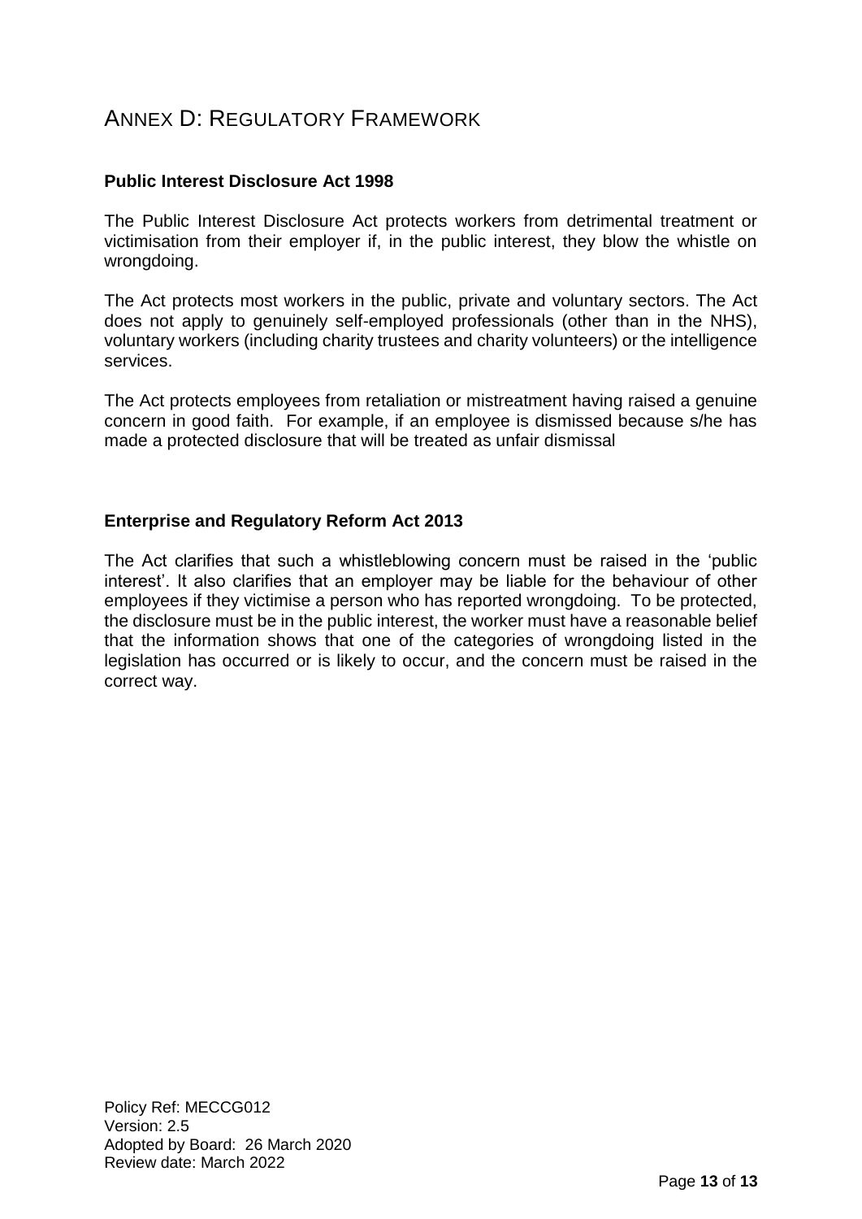# ANNEX D: REGULATORY FRAMEWORK

**Public Interest Disclosure Act 1998**

The Public Interest Disclosure Act protects workers from detrimental treatment or victimisation from their employer if, in the public interest, they blow the whistle on wrongdoing.

The Act protects most workers in the public, private and voluntary sectors. The Act does not apply to genuinely self-employed professionals (other than in the NHS), voluntary workers (including charity trustees and charity volunteers) or the intelligence services.

The Act protects employees from retaliation or mistreatment having raised a genuine concern in good faith. For example, if an employee is dismissed because s/he has made a protected disclosure that will be treated as unfair dismissal

**Enterprise and Regulatory Reform Act 2013**

The Act clarifies that such a whistleblowing concern must be raised in the 'public interest'. It also clarifies that an employer may be liable for the behaviour of other employees if they victimise a person who has reported wrongdoing. To be protected, the disclosure must be in the public interest, the worker must have a reasonable belief that the information shows that one of the categories of wrongdoing listed in the legislation has occurred or is likely to occur, and the concern must be raised in the correct way.

Policy Ref: MECCG012
Version: 2.5
Adopted by Board: 26 March 2020
Review date: March 2022